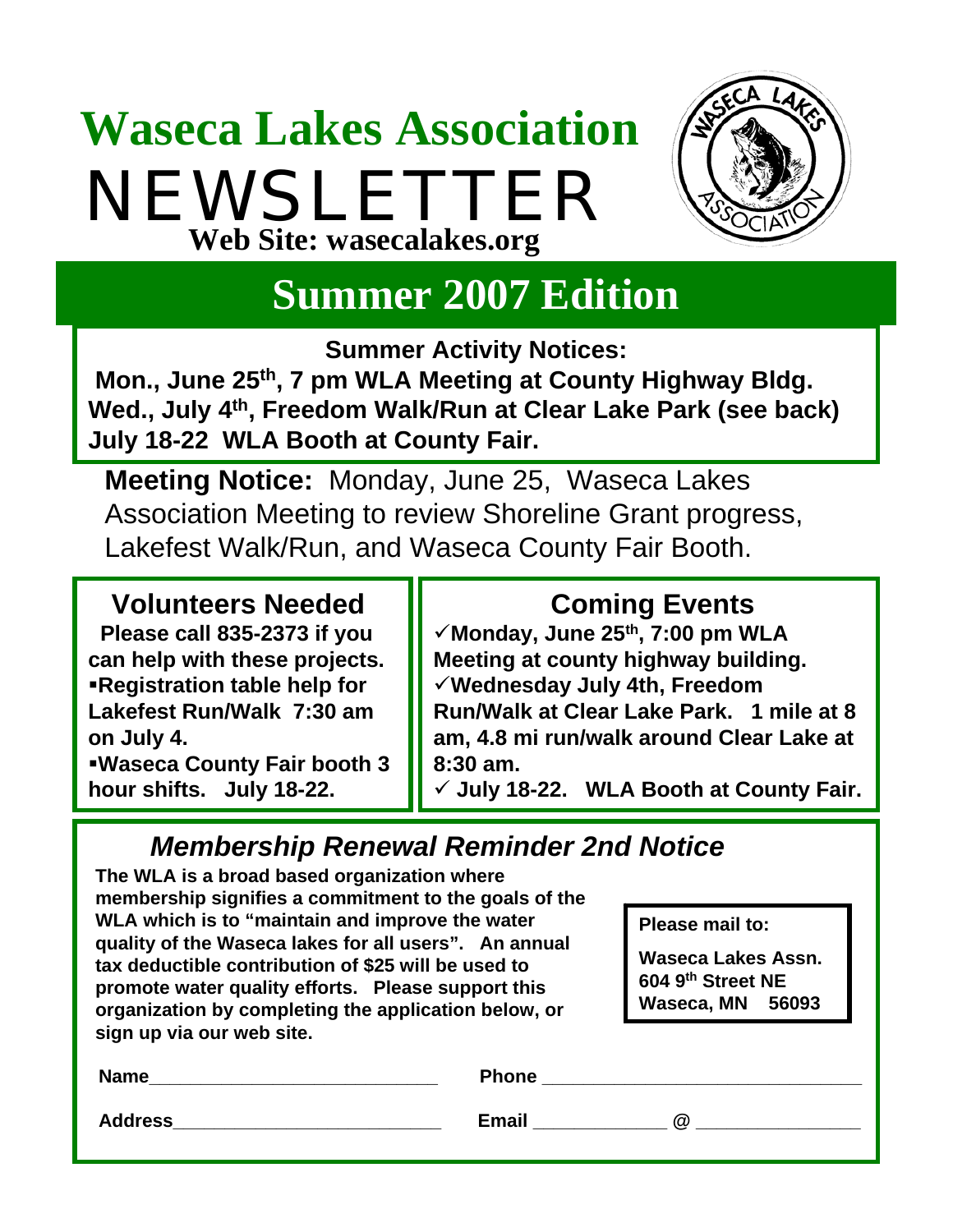# Waseca Lakes Association

# NEWSLETTER

**Web Site: wasecalakes.org**

## Summer 2007 Edition

**Summer Activity Notices:**

**Mon., June 25th, 7 pm WLA Meeting at County Highway Bldg.**
**Wed., July 4th, Freedom Walk/Run at Clear Lake Park (see back)**
**July 18-22 WLA Booth at County Fair.**

**Meeting Notice:** Monday, June 25, Waseca Lakes Association Meeting to review Shoreline Grant progress, Lakefest Walk/Run, and Waseca County Fair Booth.

### Volunteers Needed

**Please call 835-2373 if you can help with these projects.**

- **Registration table help for Lakefest Run/Walk 7:30 am on July 4.**
- **Waseca County Fair booth 3 hour shifts. July 18-22.**

### Coming Events

- ✓**Monday, June 25th, 7:00 pm WLA Meeting at county highway building.**
- ✓**Wednesday July 4th, Freedom Run/Walk at Clear Lake Park. 1 mile at 8 am, 4.8 mi run/walk around Clear Lake at 8:30 am.**
- ✓ **July 18-22. WLA Booth at County Fair.**

### *Membership Renewal Reminder 2nd Notice*

**The WLA is a broad based organization where membership signifies a commitment to the goals of the WLA which is to "maintain and improve the water quality of the Waseca lakes for all users". An annual tax deductible contribution of $25 will be used to promote water quality efforts. Please support this organization by completing the application below, or sign up via our web site.**

**Please mail to:**

**Waseca Lakes Assn.**
**604 9th Street NE**
**Waseca, MN 56093**

**Name**\_\_\_\_\_\_\_\_\_\_\_\_\_\_\_\_\_\_\_\_\_\_\_\_\_\_\_\_ **Phone** \_\_\_\_\_\_\_\_\_\_\_\_\_\_\_\_\_\_\_\_\_\_\_\_\_\_\_\_\_\_

**Address**\_\_\_\_\_\_\_\_\_\_\_\_\_\_\_\_\_\_\_\_\_\_\_\_\_\_ **Email** \_\_\_\_\_\_\_\_\_\_\_\_ **@** \_\_\_\_\_\_\_\_\_\_\_\_\_\_\_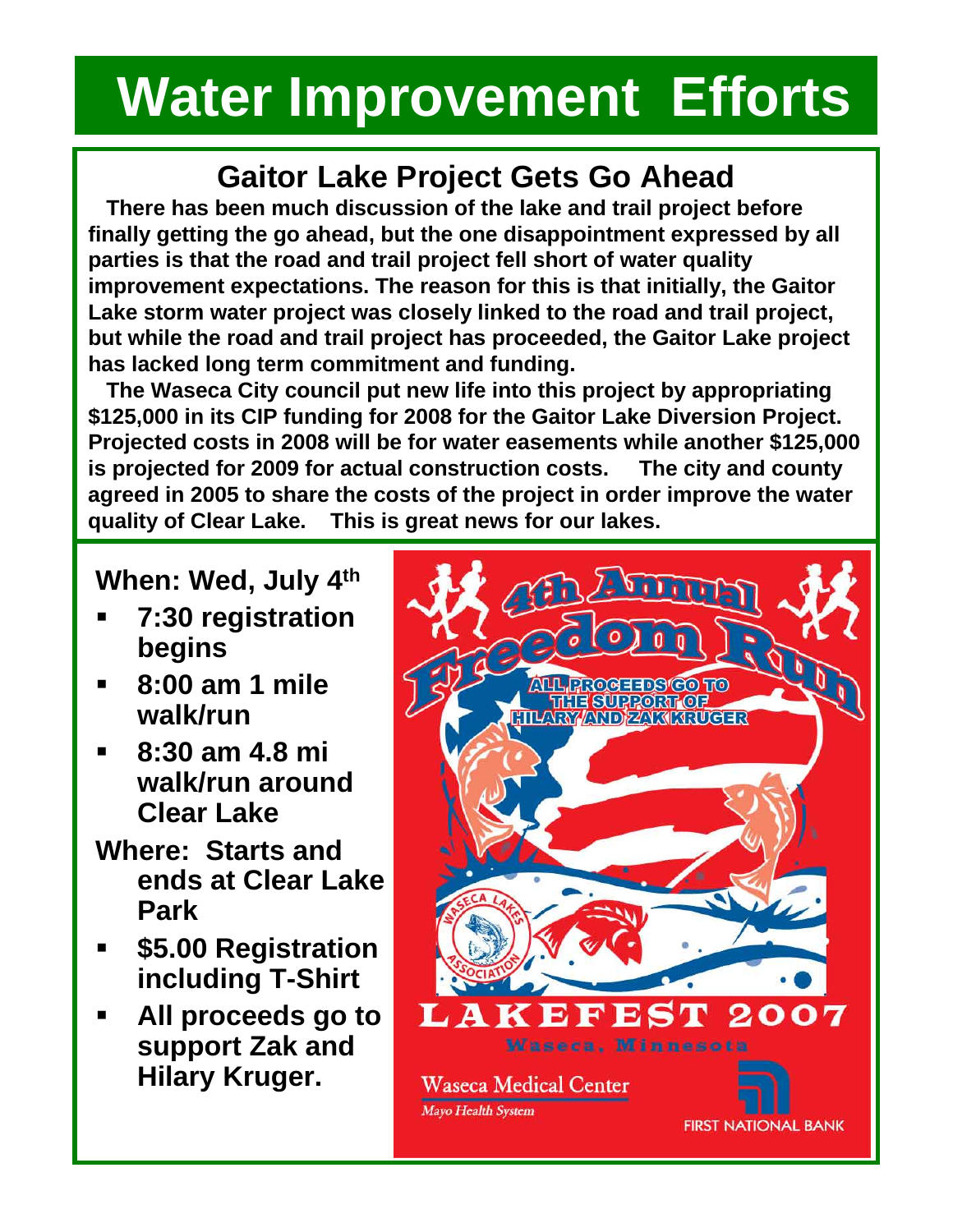# Water Improvement Efforts

## Gaitor Lake Project Gets Go Ahead

**There has been much discussion of the lake and trail project before finally getting the go ahead, but the one disappointment expressed by all parties is that the road and trail project fell short of water quality improvement expectations. The reason for this is that initially, the Gaitor Lake storm water project was closely linked to the road and trail project, but while the road and trail project has proceeded, the Gaitor Lake project has lacked long term commitment and funding.**

**The Waseca City council put new life into this project by appropriating $125,000 in its CIP funding for 2008 for the Gaitor Lake Diversion Project. Projected costs in 2008 will be for water easements while another $125,000 is projected for 2009 for actual construction costs. The city and county agreed in 2005 to share the costs of the project in order improve the water quality of Clear Lake. This is great news for our lakes.**

**When: Wed, July 4th**

- **7:30 registration begins**
- **8:00 am 1 mile walk/run**
- **8:30 am 4.8 mi walk/run around Clear Lake**

**Where: Starts and ends at Clear Lake Park**

- **$5.00 Registration including T-Shirt**
- **All proceeds go to support Zak and Hilary Kruger.**

4th Annual Freedom Run

ALL PROCEEDS GO TO THE SUPPORT OF HILARY AND ZAK KRUGER

WASECA LAKES ASSOCIATION

LAKEFEST 2007

Waseca, Minnesota

Waseca Medical Center
Mayo Health System

FIRST NATIONAL BANK